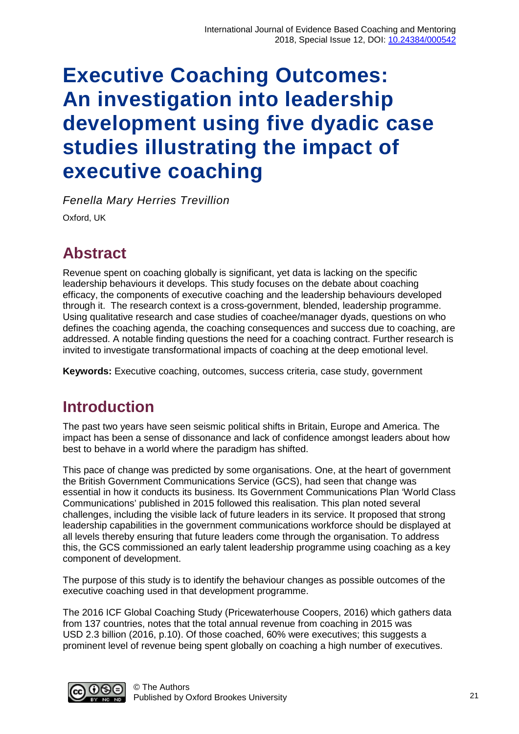# Executive Coaching Outcomes: An investigation into leadership development using five dyadic case studies illustrating the impact of executive coaching

*Fenella Mary Herries Trevillion*

Oxford, UK

## Abstract

Revenue spent on coaching globally is significant, yet data is lacking on the specific leadership behaviours it develops. This study focuses on the debate about coaching efficacy, the components of executive coaching and the leadership behaviours developed through it. The research context is a cross-government, blended, leadership programme. Using qualitative research and case studies of coachee/manager dyads, questions on who defines the coaching agenda, the coaching consequences and success due to coaching, are addressed. A notable finding questions the need for a coaching contract. Further research is invited to investigate transformational impacts of coaching at the deep emotional level.

**Keywords:** Executive coaching, outcomes, success criteria, case study, government

## Introduction

The past two years have seen seismic political shifts in Britain, Europe and America. The impact has been a sense of dissonance and lack of confidence amongst leaders about how best to behave in a world where the paradigm has shifted.

This pace of change was predicted by some organisations. One, at the heart of government the British Government Communications Service (GCS), had seen that change was essential in how it conducts its business. Its Government Communications Plan 'World Class Communications' published in 2015 followed this realisation. This plan noted several challenges, including the visible lack of future leaders in its service. It proposed that strong leadership capabilities in the government communications workforce should be displayed at all levels thereby ensuring that future leaders come through the organisation. To address this, the GCS commissioned an early talent leadership programme using coaching as a key component of development.

The purpose of this study is to identify the behaviour changes as possible outcomes of the executive coaching used in that development programme.

The 2016 ICF Global Coaching Study (Pricewaterhouse Coopers, 2016) which gathers data from 137 countries, notes that the total annual revenue from coaching in 2015 was USD 2.3 billion (2016, p.10). Of those coached, 60% were executives; this suggests a prominent level of revenue being spent globally on coaching a high number of executives.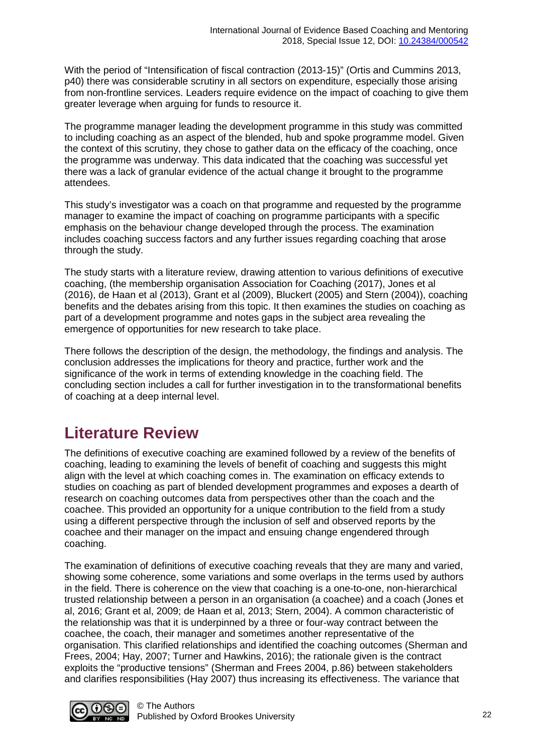With the period of "Intensification of fiscal contraction (2013-15)" (Ortis and Cummins 2013, p40) there was considerable scrutiny in all sectors on expenditure, especially those arising from non-frontline services. Leaders require evidence on the impact of coaching to give them greater leverage when arguing for funds to resource it.

The programme manager leading the development programme in this study was committed to including coaching as an aspect of the blended, hub and spoke programme model. Given the context of this scrutiny, they chose to gather data on the efficacy of the coaching, once the programme was underway. This data indicated that the coaching was successful yet there was a lack of granular evidence of the actual change it brought to the programme attendees.

This study's investigator was a coach on that programme and requested by the programme manager to examine the impact of coaching on programme participants with a specific emphasis on the behaviour change developed through the process. The examination includes coaching success factors and any further issues regarding coaching that arose through the study.

The study starts with a literature review, drawing attention to various definitions of executive coaching, (the membership organisation Association for Coaching (2017), Jones et al (2016), de Haan et al (2013), Grant et al (2009), Bluckert (2005) and Stern (2004)), coaching benefits and the debates arising from this topic. It then examines the studies on coaching as part of a development programme and notes gaps in the subject area revealing the emergence of opportunities for new research to take place.

There follows the description of the design, the methodology, the findings and analysis. The conclusion addresses the implications for theory and practice, further work and the significance of the work in terms of extending knowledge in the coaching field. The concluding section includes a call for further investigation in to the transformational benefits of coaching at a deep internal level.

# Literature Review

The definitions of executive coaching are examined followed by a review of the benefits of coaching, leading to examining the levels of benefit of coaching and suggests this might align with the level at which coaching comes in. The examination on efficacy extends to studies on coaching as part of blended development programmes and exposes a dearth of research on coaching outcomes data from perspectives other than the coach and the coachee. This provided an opportunity for a unique contribution to the field from a study using a different perspective through the inclusion of self and observed reports by the coachee and their manager on the impact and ensuing change engendered through coaching.

The examination of definitions of executive coaching reveals that they are many and varied, showing some coherence, some variations and some overlaps in the terms used by authors in the field. There is coherence on the view that coaching is a one-to-one, non-hierarchical trusted relationship between a person in an organisation (a coachee) and a coach (Jones et al, 2016; Grant et al, 2009; de Haan et al, 2013; Stern, 2004). A common characteristic of the relationship was that it is underpinned by a three or four-way contract between the coachee, the coach, their manager and sometimes another representative of the organisation. This clarified relationships and identified the coaching outcomes (Sherman and Frees, 2004; Hay, 2007; Turner and Hawkins, 2016); the rationale given is the contract exploits the "productive tensions" (Sherman and Frees 2004, p.86) between stakeholders and clarifies responsibilities (Hay 2007) thus increasing its effectiveness. The variance that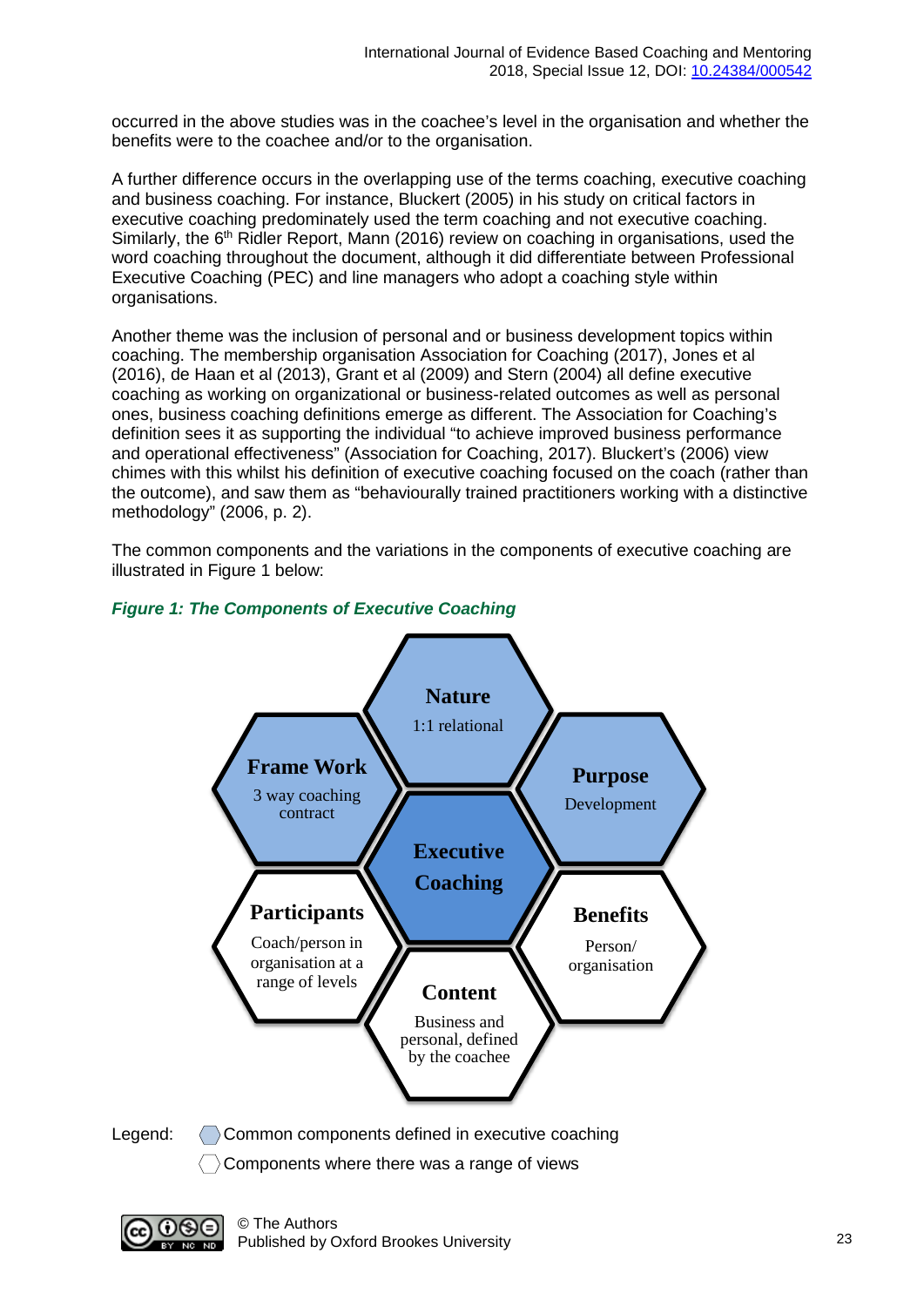occurred in the above studies was in the coachee's level in the organisation and whether the benefits were to the coachee and/or to the organisation.

A further difference occurs in the overlapping use of the terms coaching, executive coaching and business coaching. For instance, Bluckert (2005) in his study on critical factors in executive coaching predominately used the term coaching and not executive coaching. Similarly, the 6th Ridler Report, Mann (2016) review on coaching in organisations, used the word coaching throughout the document, although it did differentiate between Professional Executive Coaching (PEC) and line managers who adopt a coaching style within organisations.

Another theme was the inclusion of personal and or business development topics within coaching. The membership organisation Association for Coaching (2017), Jones et al (2016), de Haan et al (2013), Grant et al (2009) and Stern (2004) all define executive coaching as working on organizational or business-related outcomes as well as personal ones, business coaching definitions emerge as different. The Association for Coaching's definition sees it as supporting the individual "to achieve improved business performance and operational effectiveness" (Association for Coaching, 2017). Bluckert's (2006) view chimes with this whilst his definition of executive coaching focused on the coach (rather than the outcome), and saw them as "behaviourally trained practitioners working with a distinctive methodology" (2006, p. 2).

The common components and the variations in the components of executive coaching are illustrated in Figure 1 below:

***Figure 1: The Components of Executive Coaching***

**Executive Coaching**

- **Nature** – 1:1 relational
- **Purpose** – Development
- **Frame Work** – 3 way coaching contract
- **Participants** – Coach/person in organisation at a range of levels
- **Benefits** – Person/ organisation
- **Content** – Business and personal, defined by the coachee

Legend: Common components defined in executive coaching (shaded); Components where there was a range of views (unshaded)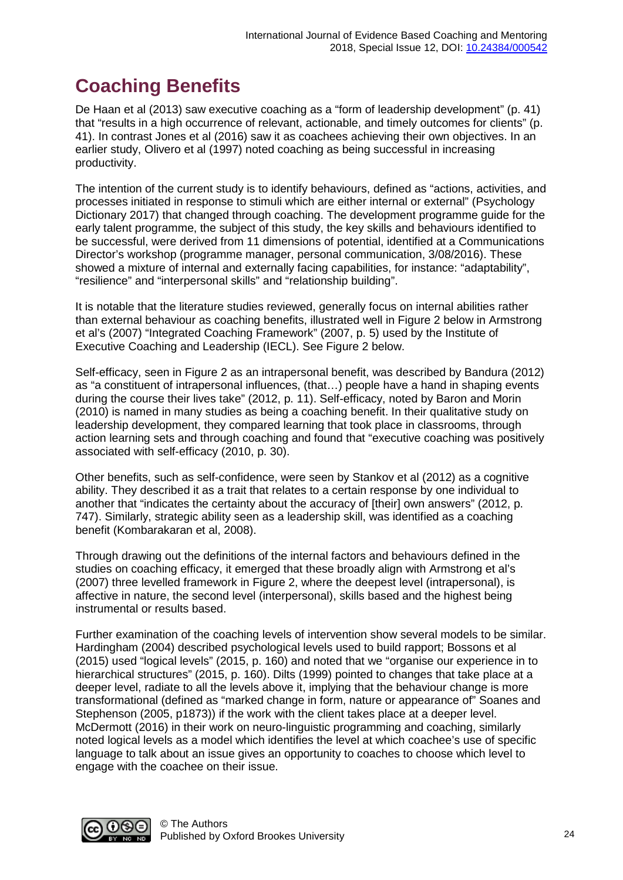# Coaching Benefits

De Haan et al (2013) saw executive coaching as a "form of leadership development" (p. 41) that "results in a high occurrence of relevant, actionable, and timely outcomes for clients" (p. 41). In contrast Jones et al (2016) saw it as coachees achieving their own objectives. In an earlier study, Olivero et al (1997) noted coaching as being successful in increasing productivity.

The intention of the current study is to identify behaviours, defined as "actions, activities, and processes initiated in response to stimuli which are either internal or external" (Psychology Dictionary 2017) that changed through coaching. The development programme guide for the early talent programme, the subject of this study, the key skills and behaviours identified to be successful, were derived from 11 dimensions of potential, identified at a Communications Director's workshop (programme manager, personal communication, 3/08/2016). These showed a mixture of internal and externally facing capabilities, for instance: "adaptability", "resilience" and "interpersonal skills" and "relationship building".

It is notable that the literature studies reviewed, generally focus on internal abilities rather than external behaviour as coaching benefits, illustrated well in Figure 2 below in Armstrong et al's (2007) "Integrated Coaching Framework" (2007, p. 5) used by the Institute of Executive Coaching and Leadership (IECL). See Figure 2 below.

Self-efficacy, seen in Figure 2 as an intrapersonal benefit, was described by Bandura (2012) as "a constituent of intrapersonal influences, (that…) people have a hand in shaping events during the course their lives take" (2012, p. 11). Self-efficacy, noted by Baron and Morin (2010) is named in many studies as being a coaching benefit. In their qualitative study on leadership development, they compared learning that took place in classrooms, through action learning sets and through coaching and found that "executive coaching was positively associated with self-efficacy (2010, p. 30).

Other benefits, such as self-confidence, were seen by Stankov et al (2012) as a cognitive ability. They described it as a trait that relates to a certain response by one individual to another that "indicates the certainty about the accuracy of [their] own answers" (2012, p. 747). Similarly, strategic ability seen as a leadership skill, was identified as a coaching benefit (Kombarakaran et al, 2008).

Through drawing out the definitions of the internal factors and behaviours defined in the studies on coaching efficacy, it emerged that these broadly align with Armstrong et al's (2007) three levelled framework in Figure 2, where the deepest level (intrapersonal), is affective in nature, the second level (interpersonal), skills based and the highest being instrumental or results based.

Further examination of the coaching levels of intervention show several models to be similar. Hardingham (2004) described psychological levels used to build rapport; Bossons et al (2015) used "logical levels" (2015, p. 160) and noted that we "organise our experience in to hierarchical structures" (2015, p. 160). Dilts (1999) pointed to changes that take place at a deeper level, radiate to all the levels above it, implying that the behaviour change is more transformational (defined as "marked change in form, nature or appearance of" Soanes and Stephenson (2005, p1873)) if the work with the client takes place at a deeper level. McDermott (2016) in their work on neuro-linguistic programming and coaching, similarly noted logical levels as a model which identifies the level at which coachee's use of specific language to talk about an issue gives an opportunity to coaches to choose which level to engage with the coachee on their issue.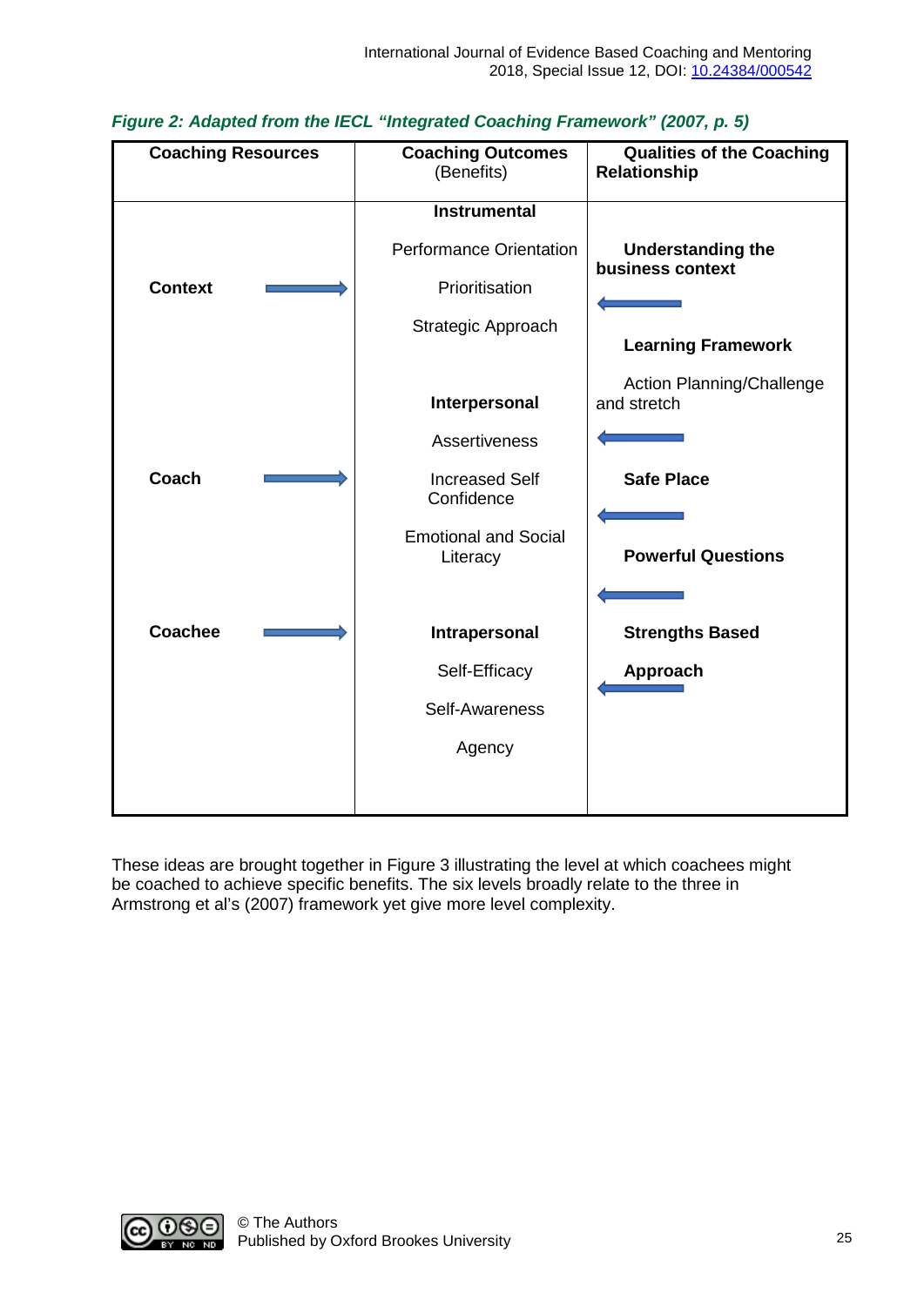*Figure 2: Adapted from the IECL "Integrated Coaching Framework" (2007, p. 5)*

| Coaching Resources | Coaching Outcomes (Benefits) | Qualities of the Coaching Relationship |
|---|---|---|
| **Context** → | **Instrumental**<br>Performance Orientation<br>Prioritisation<br>Strategic Approach | **Understanding the business context** ←<br>**Learning Framework**<br>Action Planning/Challenge and stretch ← |
| **Coach** → | **Interpersonal**<br>Assertiveness<br>Increased Self Confidence<br>Emotional and Social Literacy | **Safe Place** ←<br>**Powerful Questions** ← |
| **Coachee** → | **Intrapersonal**<br>Self-Efficacy<br>Self-Awareness<br>Agency | **Strengths Based Approach** ← |

These ideas are brought together in Figure 3 illustrating the level at which coachees might be coached to achieve specific benefits. The six levels broadly relate to the three in Armstrong et al's (2007) framework yet give more level complexity.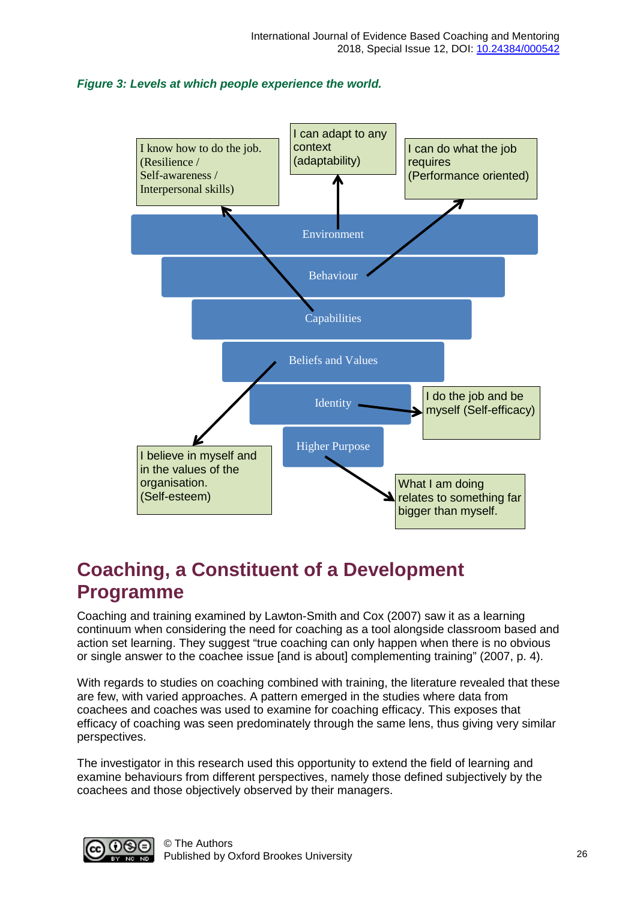*Figure 3: Levels at which people experience the world.*

I know how to do the job. (Resilience / Self-awareness / Interpersonal skills)

I can adapt to any context (adaptability)

I can do what the job requires (Performance oriented)

Environment

Behaviour

Capabilities

Beliefs and Values

Identity

Higher Purpose

I do the job and be myself (Self-efficacy)

I believe in myself and in the values of the organisation. (Self-esteem)

What I am doing relates to something far bigger than myself.

# Coaching, a Constituent of a Development Programme

Coaching and training examined by Lawton-Smith and Cox (2007) saw it as a learning continuum when considering the need for coaching as a tool alongside classroom based and action set learning. They suggest "true coaching can only happen when there is no obvious or single answer to the coachee issue [and is about] complementing training" (2007, p. 4).

With regards to studies on coaching combined with training, the literature revealed that these are few, with varied approaches. A pattern emerged in the studies where data from coachees and coaches was used to examine for coaching efficacy. This exposes that efficacy of coaching was seen predominately through the same lens, thus giving very similar perspectives.

The investigator in this research used this opportunity to extend the field of learning and examine behaviours from different perspectives, namely those defined subjectively by the coachees and those objectively observed by their managers.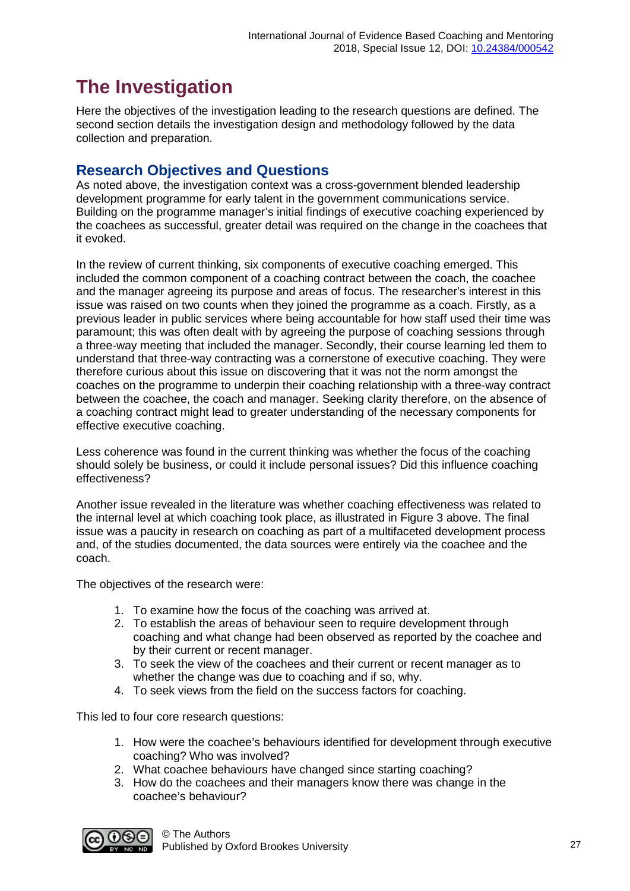# The Investigation

Here the objectives of the investigation leading to the research questions are defined. The second section details the investigation design and methodology followed by the data collection and preparation.

## Research Objectives and Questions

As noted above, the investigation context was a cross-government blended leadership development programme for early talent in the government communications service. Building on the programme manager's initial findings of executive coaching experienced by the coachees as successful, greater detail was required on the change in the coachees that it evoked.

In the review of current thinking, six components of executive coaching emerged. This included the common component of a coaching contract between the coach, the coachee and the manager agreeing its purpose and areas of focus. The researcher's interest in this issue was raised on two counts when they joined the programme as a coach. Firstly, as a previous leader in public services where being accountable for how staff used their time was paramount; this was often dealt with by agreeing the purpose of coaching sessions through a three-way meeting that included the manager. Secondly, their course learning led them to understand that three-way contracting was a cornerstone of executive coaching. They were therefore curious about this issue on discovering that it was not the norm amongst the coaches on the programme to underpin their coaching relationship with a three-way contract between the coachee, the coach and manager. Seeking clarity therefore, on the absence of a coaching contract might lead to greater understanding of the necessary components for effective executive coaching.

Less coherence was found in the current thinking was whether the focus of the coaching should solely be business, or could it include personal issues? Did this influence coaching effectiveness?

Another issue revealed in the literature was whether coaching effectiveness was related to the internal level at which coaching took place, as illustrated in Figure 3 above. The final issue was a paucity in research on coaching as part of a multifaceted development process and, of the studies documented, the data sources were entirely via the coachee and the coach.

The objectives of the research were:

1. To examine how the focus of the coaching was arrived at.
2. To establish the areas of behaviour seen to require development through coaching and what change had been observed as reported by the coachee and by their current or recent manager.
3. To seek the view of the coachees and their current or recent manager as to whether the change was due to coaching and if so, why.
4. To seek views from the field on the success factors for coaching.

This led to four core research questions:

1. How were the coachee's behaviours identified for development through executive coaching? Who was involved?
2. What coachee behaviours have changed since starting coaching?
3. How do the coachees and their managers know there was change in the coachee's behaviour?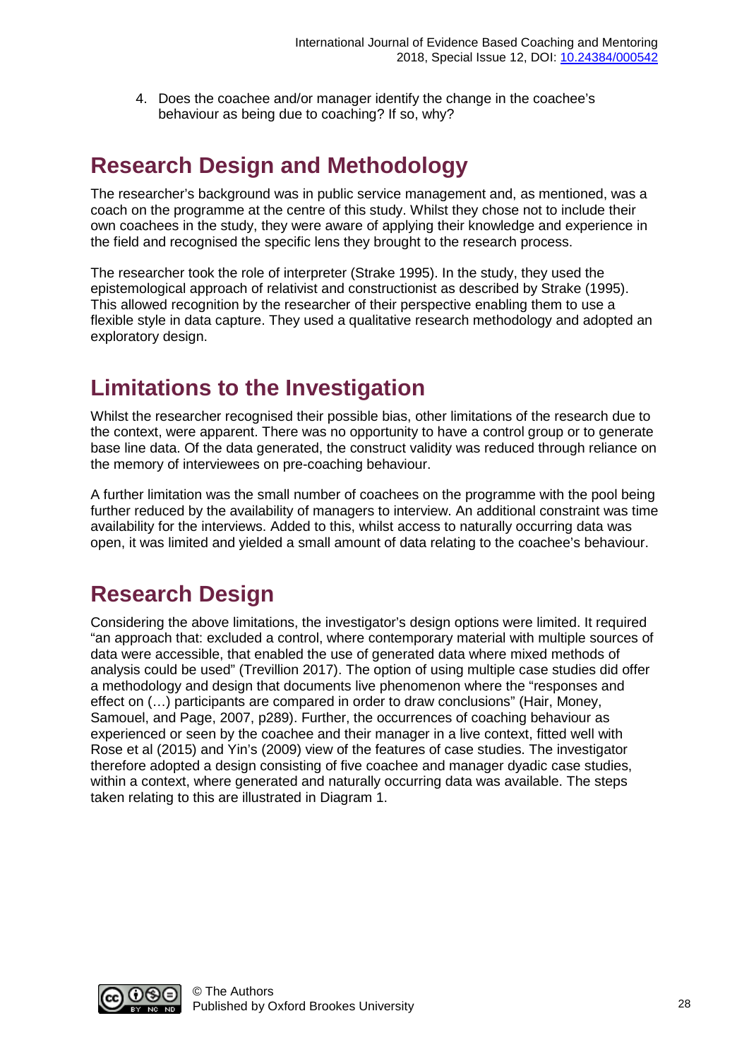4. Does the coachee and/or manager identify the change in the coachee's behaviour as being due to coaching? If so, why?

## Research Design and Methodology

The researcher's background was in public service management and, as mentioned, was a coach on the programme at the centre of this study. Whilst they chose not to include their own coachees in the study, they were aware of applying their knowledge and experience in the field and recognised the specific lens they brought to the research process.

The researcher took the role of interpreter (Strake 1995). In the study, they used the epistemological approach of relativist and constructionist as described by Strake (1995). This allowed recognition by the researcher of their perspective enabling them to use a flexible style in data capture. They used a qualitative research methodology and adopted an exploratory design.

## Limitations to the Investigation

Whilst the researcher recognised their possible bias, other limitations of the research due to the context, were apparent. There was no opportunity to have a control group or to generate base line data. Of the data generated, the construct validity was reduced through reliance on the memory of interviewees on pre-coaching behaviour.

A further limitation was the small number of coachees on the programme with the pool being further reduced by the availability of managers to interview. An additional constraint was time availability for the interviews. Added to this, whilst access to naturally occurring data was open, it was limited and yielded a small amount of data relating to the coachee's behaviour.

## Research Design

Considering the above limitations, the investigator's design options were limited. It required "an approach that: excluded a control, where contemporary material with multiple sources of data were accessible, that enabled the use of generated data where mixed methods of analysis could be used" (Trevillion 2017). The option of using multiple case studies did offer a methodology and design that documents live phenomenon where the "responses and effect on (…) participants are compared in order to draw conclusions" (Hair, Money, Samouel, and Page, 2007, p289). Further, the occurrences of coaching behaviour as experienced or seen by the coachee and their manager in a live context, fitted well with Rose et al (2015) and Yin's (2009) view of the features of case studies. The investigator therefore adopted a design consisting of five coachee and manager dyadic case studies, within a context, where generated and naturally occurring data was available. The steps taken relating to this are illustrated in Diagram 1.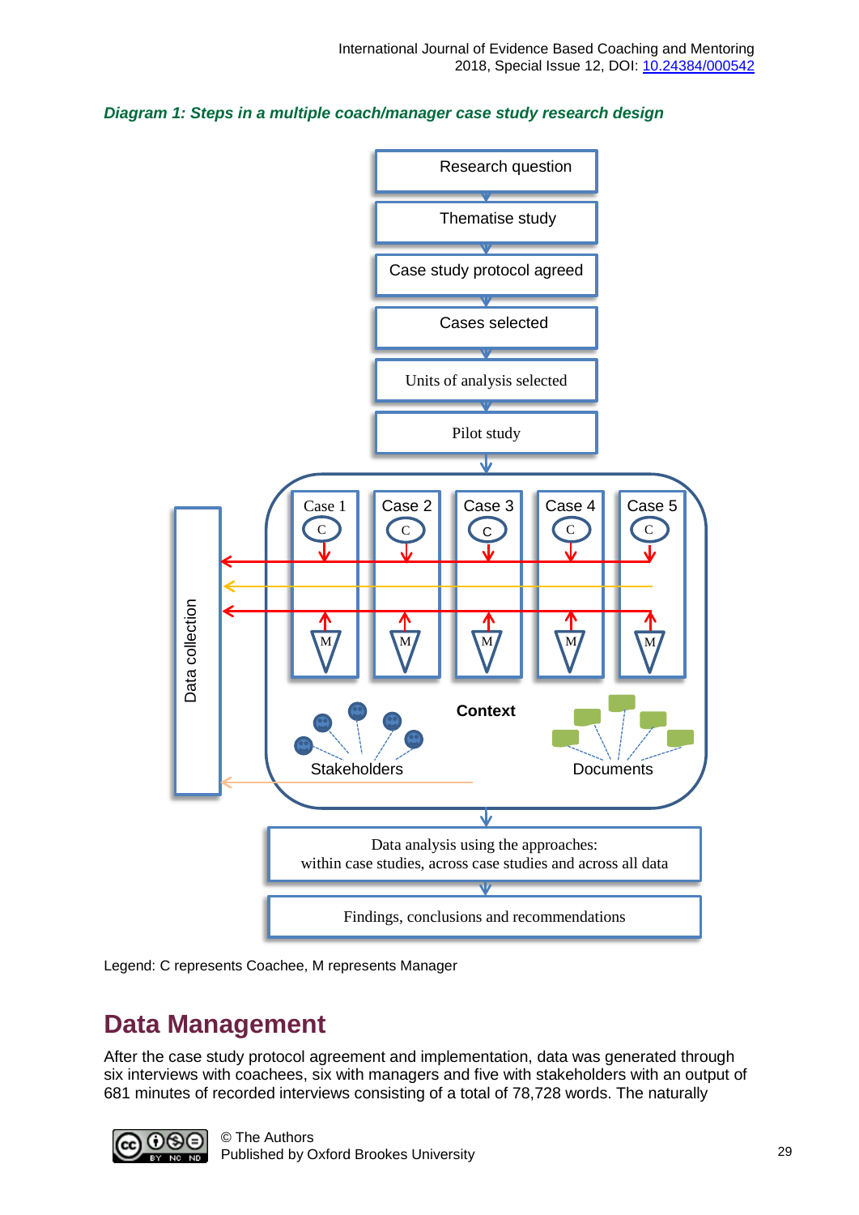***Diagram 1: Steps in a multiple coach/manager case study research design***

Research question

Thematise study

Case study protocol agreed

Cases selected

Units of analysis selected

Pilot study

Data collection

Case 1 | Case 2 | Case 3 | Case 4 | Case 5

Context

Stakeholders

Documents

Data analysis using the approaches: within case studies, across case studies and across all data

Findings, conclusions and recommendations

Legend: C represents Coachee, M represents Manager

## Data Management

After the case study protocol agreement and implementation, data was generated through six interviews with coachees, six with managers and five with stakeholders with an output of 681 minutes of recorded interviews consisting of a total of 78,728 words. The naturally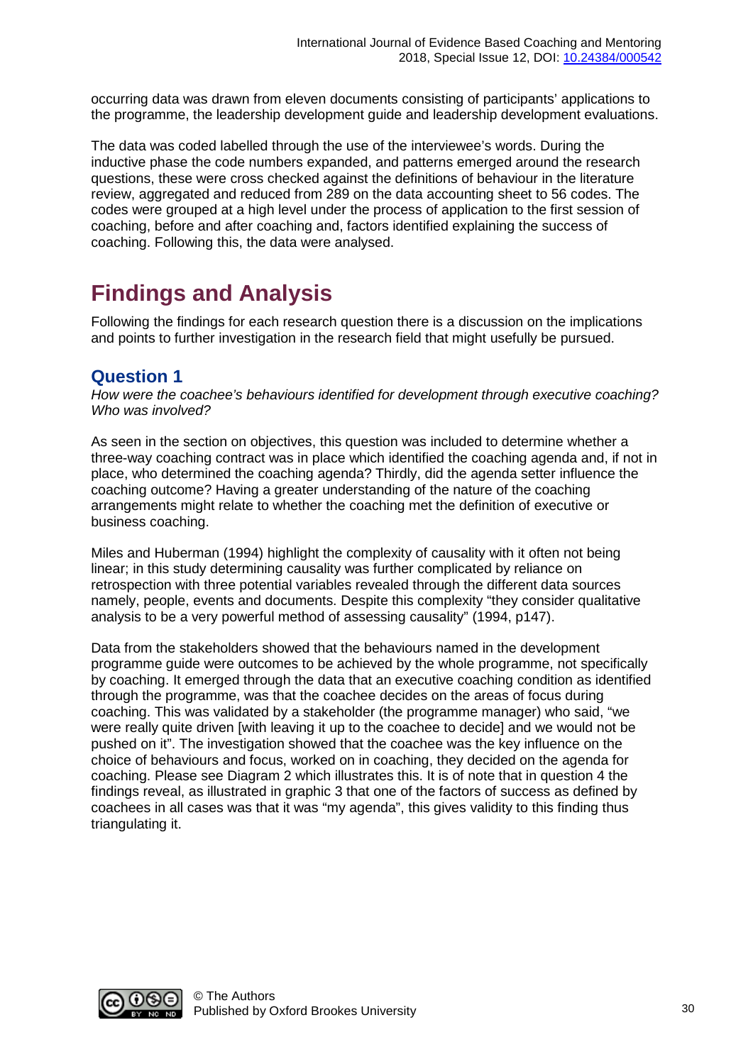occurring data was drawn from eleven documents consisting of participants' applications to the programme, the leadership development guide and leadership development evaluations.

The data was coded labelled through the use of the interviewee's words. During the inductive phase the code numbers expanded, and patterns emerged around the research questions, these were cross checked against the definitions of behaviour in the literature review, aggregated and reduced from 289 on the data accounting sheet to 56 codes. The codes were grouped at a high level under the process of application to the first session of coaching, before and after coaching and, factors identified explaining the success of coaching. Following this, the data were analysed.

# Findings and Analysis

Following the findings for each research question there is a discussion on the implications and points to further investigation in the research field that might usefully be pursued.

## Question 1

*How were the coachee's behaviours identified for development through executive coaching? Who was involved?*

As seen in the section on objectives, this question was included to determine whether a three-way coaching contract was in place which identified the coaching agenda and, if not in place, who determined the coaching agenda? Thirdly, did the agenda setter influence the coaching outcome? Having a greater understanding of the nature of the coaching arrangements might relate to whether the coaching met the definition of executive or business coaching.

Miles and Huberman (1994) highlight the complexity of causality with it often not being linear; in this study determining causality was further complicated by reliance on retrospection with three potential variables revealed through the different data sources namely, people, events and documents. Despite this complexity "they consider qualitative analysis to be a very powerful method of assessing causality" (1994, p147).

Data from the stakeholders showed that the behaviours named in the development programme guide were outcomes to be achieved by the whole programme, not specifically by coaching. It emerged through the data that an executive coaching condition as identified through the programme, was that the coachee decides on the areas of focus during coaching. This was validated by a stakeholder (the programme manager) who said, "we were really quite driven [with leaving it up to the coachee to decide] and we would not be pushed on it". The investigation showed that the coachee was the key influence on the choice of behaviours and focus, worked on in coaching, they decided on the agenda for coaching. Please see Diagram 2 which illustrates this. It is of note that in question 4 the findings reveal, as illustrated in graphic 3 that one of the factors of success as defined by coachees in all cases was that it was "my agenda", this gives validity to this finding thus triangulating it.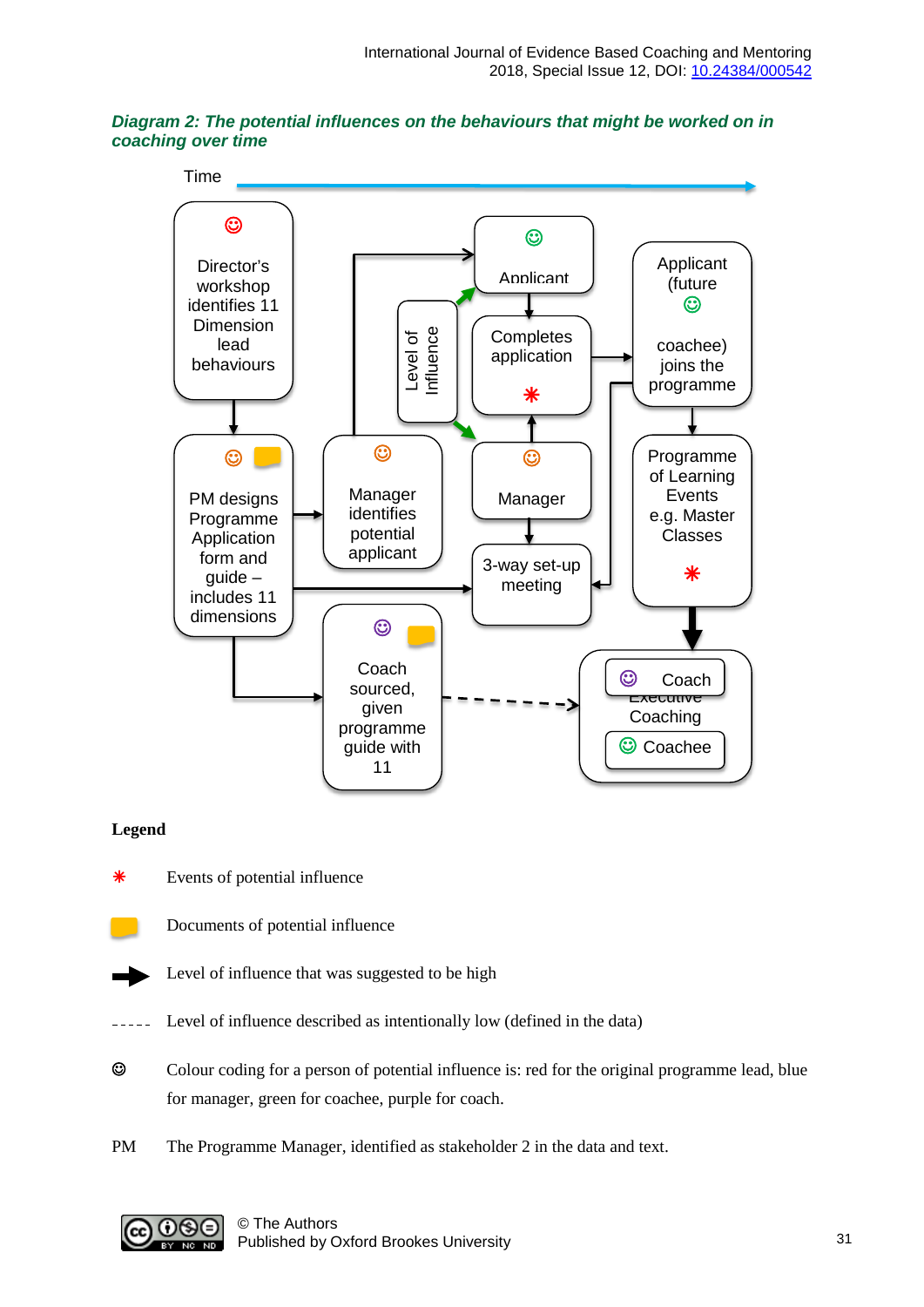***Diagram 2: The potential influences on the behaviours that might be worked on in coaching over time***

Time

Director's workshop identifies 11 Dimension lead behaviours

PM designs Programme Application form and guide – includes 11 dimensions

Manager identifies potential applicant

Applicant

Level of Influence

Completes application

Manager

3-way set-up meeting

Applicant (future coachee) joins the programme

Programme of Learning Events e.g. Master Classes

Coach sourced, given programme guide with 11

Coach

Executive Coaching

Coachee

**Legend**

- Events of potential influence
- Documents of potential influence
- Level of influence that was suggested to be high
- Level of influence described as intentionally low (defined in the data)
- Colour coding for a person of potential influence is: red for the original programme lead, blue for manager, green for coachee, purple for coach.

PM The Programme Manager, identified as stakeholder 2 in the data and text.

© The Authors
Published by Oxford Brookes University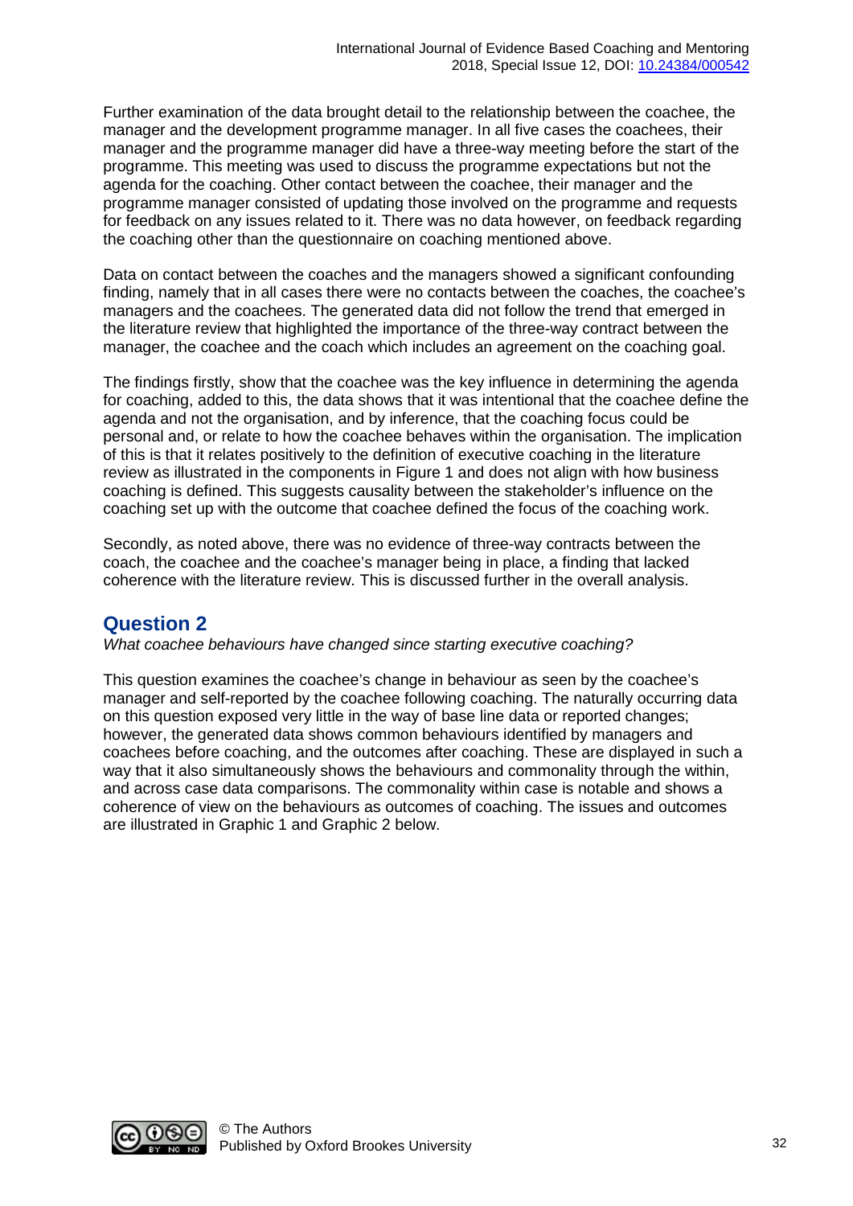Further examination of the data brought detail to the relationship between the coachee, the manager and the development programme manager. In all five cases the coachees, their manager and the programme manager did have a three-way meeting before the start of the programme. This meeting was used to discuss the programme expectations but not the agenda for the coaching. Other contact between the coachee, their manager and the programme manager consisted of updating those involved on the programme and requests for feedback on any issues related to it. There was no data however, on feedback regarding the coaching other than the questionnaire on coaching mentioned above.

Data on contact between the coaches and the managers showed a significant confounding finding, namely that in all cases there were no contacts between the coaches, the coachee's managers and the coachees. The generated data did not follow the trend that emerged in the literature review that highlighted the importance of the three-way contract between the manager, the coachee and the coach which includes an agreement on the coaching goal.

The findings firstly, show that the coachee was the key influence in determining the agenda for coaching, added to this, the data shows that it was intentional that the coachee define the agenda and not the organisation, and by inference, that the coaching focus could be personal and, or relate to how the coachee behaves within the organisation. The implication of this is that it relates positively to the definition of executive coaching in the literature review as illustrated in the components in Figure 1 and does not align with how business coaching is defined. This suggests causality between the stakeholder's influence on the coaching set up with the outcome that coachee defined the focus of the coaching work.

Secondly, as noted above, there was no evidence of three-way contracts between the coach, the coachee and the coachee's manager being in place, a finding that lacked coherence with the literature review. This is discussed further in the overall analysis.

## Question 2

*What coachee behaviours have changed since starting executive coaching?*

This question examines the coachee's change in behaviour as seen by the coachee's manager and self-reported by the coachee following coaching. The naturally occurring data on this question exposed very little in the way of base line data or reported changes; however, the generated data shows common behaviours identified by managers and coachees before coaching, and the outcomes after coaching. These are displayed in such a way that it also simultaneously shows the behaviours and commonality through the within, and across case data comparisons. The commonality within case is notable and shows a coherence of view on the behaviours as outcomes of coaching. The issues and outcomes are illustrated in Graphic 1 and Graphic 2 below.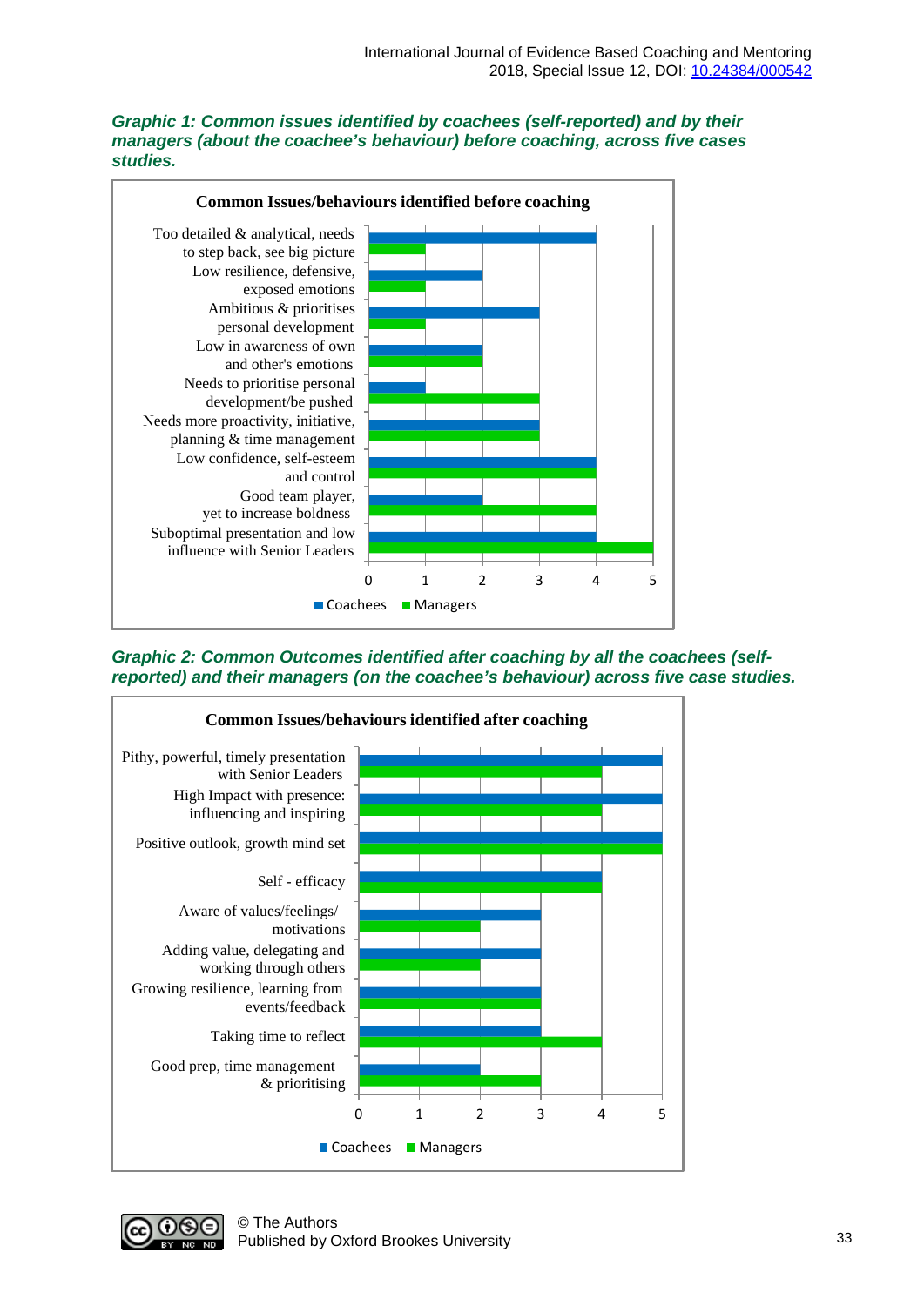***Graphic 1: Common issues identified by coachees (self-reported) and by their managers (about the coachee's behaviour) before coaching, across five cases studies.***

**Common Issues/behaviours identified before coaching**

| Issue/behaviour | Coachees | Managers |
|---|---|---|
| Too detailed & analytical, needs to step back, see big picture | 4 | 1 |
| Low resilience, defensive, exposed emotions | 2 | 1 |
| Ambitious & prioritises personal development | 3 | 1 |
| Low in awareness of own and other's emotions | 2 | 2 |
| Needs to prioritise personal development/be pushed | 1 | 3 |
| Needs more proactivity, initiative, planning & time management | 3 | 3 |
| Low confidence, self-esteem and control | 4 | 4 |
| Good team player, yet to increase boldness | 2 | 4 |
| Suboptimal presentation and low influence with Senior Leaders | 4 | 5 |

***Graphic 2: Common Outcomes identified after coaching by all the coachees (self-reported) and their managers (on the coachee's behaviour) across five case studies.***

**Common Issues/behaviours identified after coaching**

| Issue/behaviour | Coachees | Managers |
|---|---|---|
| Pithy, powerful, timely presentation with Senior Leaders | 5 | 4 |
| High Impact with presence: influencing and inspiring | 5 | 4 |
| Positive outlook, growth mind set | 5 | 5 |
| Self - efficacy | 4 | 4 |
| Aware of values/feelings/ motivations | 3 | 2 |
| Adding value, delegating and working through others | 3 | 2 |
| Growing resilience, learning from events/feedback | 3 | 3 |
| Taking time to reflect | 3 | 4 |
| Good prep, time management & prioritising | 2 | 3 |

© The Authors
Published by Oxford Brookes University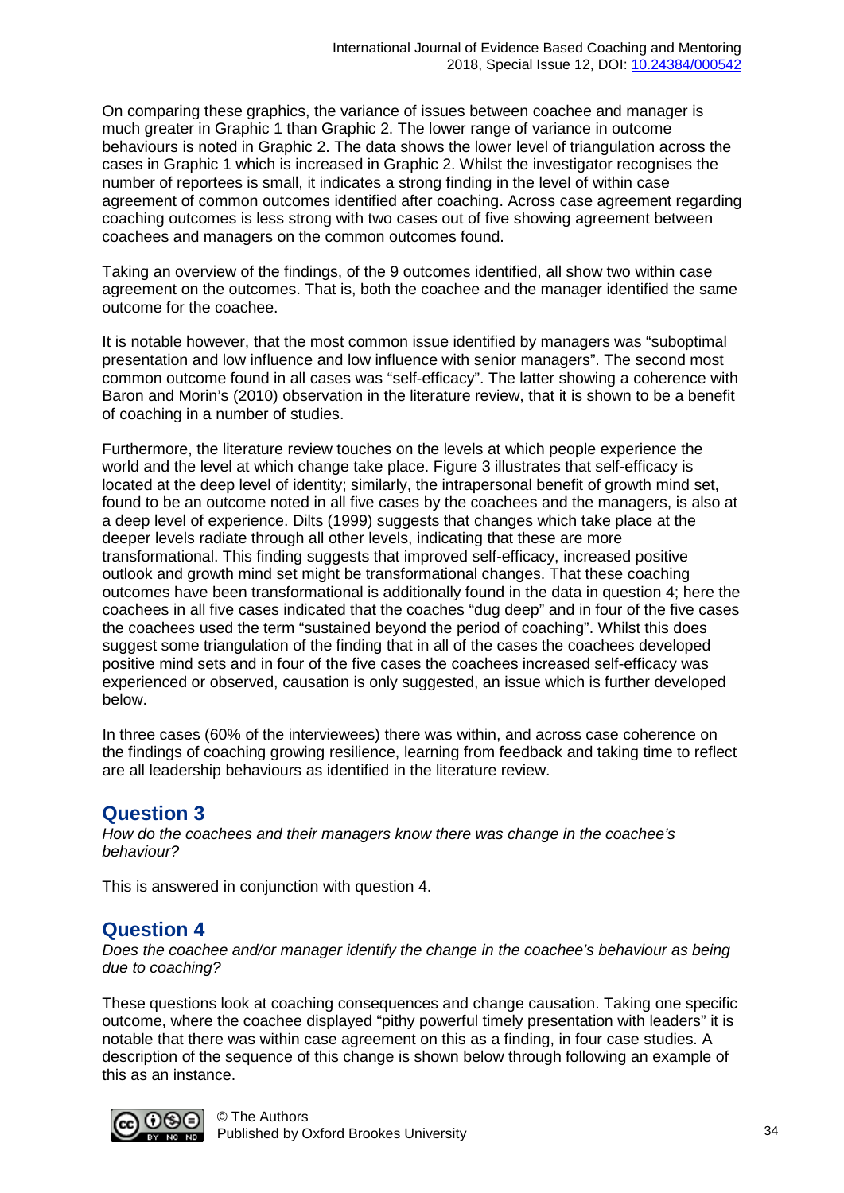On comparing these graphics, the variance of issues between coachee and manager is much greater in Graphic 1 than Graphic 2. The lower range of variance in outcome behaviours is noted in Graphic 2. The data shows the lower level of triangulation across the cases in Graphic 1 which is increased in Graphic 2. Whilst the investigator recognises the number of reportees is small, it indicates a strong finding in the level of within case agreement of common outcomes identified after coaching. Across case agreement regarding coaching outcomes is less strong with two cases out of five showing agreement between coachees and managers on the common outcomes found.

Taking an overview of the findings, of the 9 outcomes identified, all show two within case agreement on the outcomes. That is, both the coachee and the manager identified the same outcome for the coachee.

It is notable however, that the most common issue identified by managers was "suboptimal presentation and low influence and low influence with senior managers". The second most common outcome found in all cases was "self-efficacy". The latter showing a coherence with Baron and Morin's (2010) observation in the literature review, that it is shown to be a benefit of coaching in a number of studies.

Furthermore, the literature review touches on the levels at which people experience the world and the level at which change take place. Figure 3 illustrates that self-efficacy is located at the deep level of identity; similarly, the intrapersonal benefit of growth mind set, found to be an outcome noted in all five cases by the coachees and the managers, is also at a deep level of experience. Dilts (1999) suggests that changes which take place at the deeper levels radiate through all other levels, indicating that these are more transformational. This finding suggests that improved self-efficacy, increased positive outlook and growth mind set might be transformational changes. That these coaching outcomes have been transformational is additionally found in the data in question 4; here the coachees in all five cases indicated that the coaches "dug deep" and in four of the five cases the coachees used the term "sustained beyond the period of coaching". Whilst this does suggest some triangulation of the finding that in all of the cases the coachees developed positive mind sets and in four of the five cases the coachees increased self-efficacy was experienced or observed, causation is only suggested, an issue which is further developed below.

In three cases (60% of the interviewees) there was within, and across case coherence on the findings of coaching growing resilience, learning from feedback and taking time to reflect are all leadership behaviours as identified in the literature review.

## Question 3

*How do the coachees and their managers know there was change in the coachee's behaviour?*

This is answered in conjunction with question 4.

## Question 4

*Does the coachee and/or manager identify the change in the coachee's behaviour as being due to coaching?*

These questions look at coaching consequences and change causation. Taking one specific outcome, where the coachee displayed "pithy powerful timely presentation with leaders" it is notable that there was within case agreement on this as a finding, in four case studies. A description of the sequence of this change is shown below through following an example of this as an instance.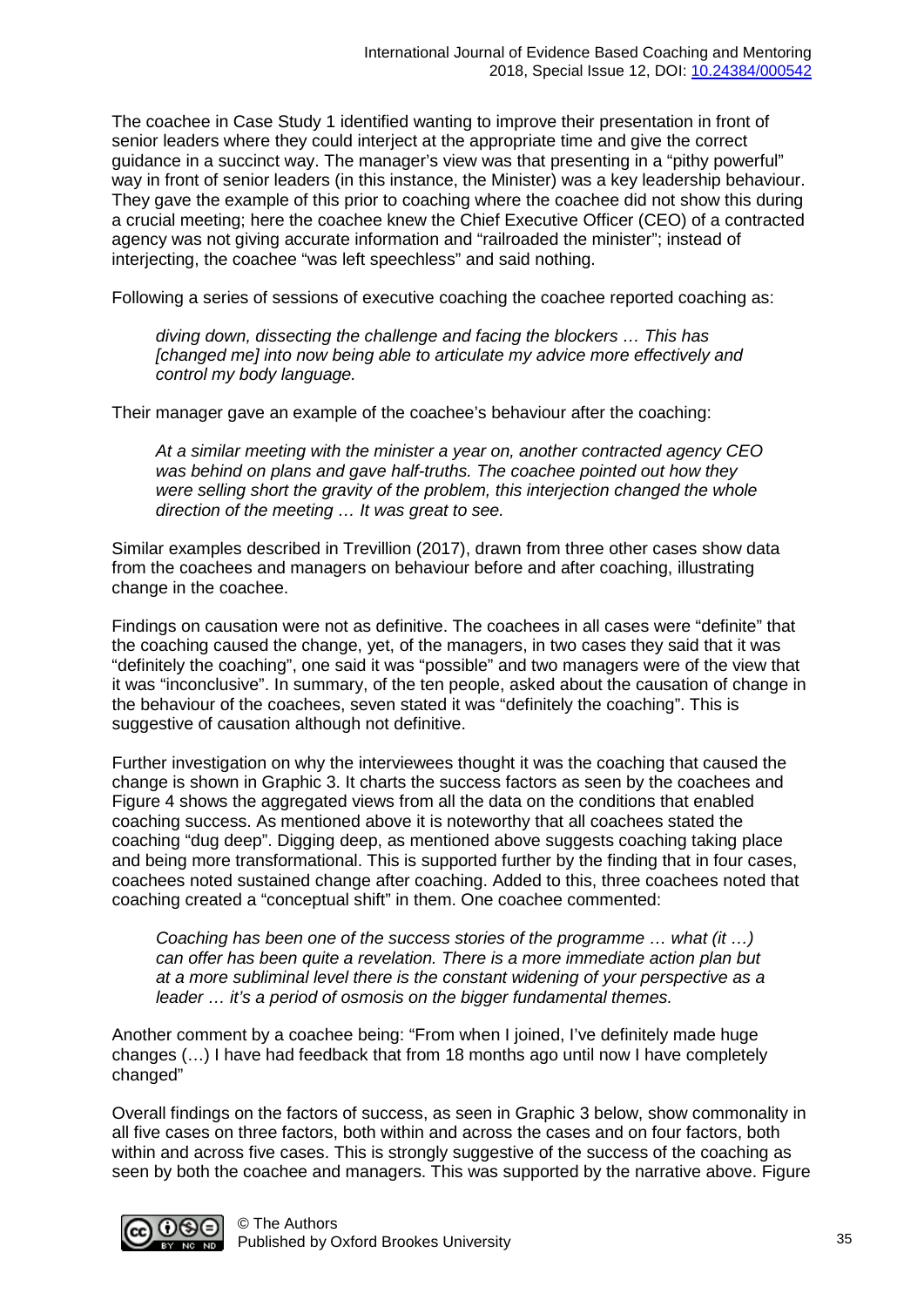The coachee in Case Study 1 identified wanting to improve their presentation in front of senior leaders where they could interject at the appropriate time and give the correct guidance in a succinct way. The manager's view was that presenting in a "pithy powerful" way in front of senior leaders (in this instance, the Minister) was a key leadership behaviour. They gave the example of this prior to coaching where the coachee did not show this during a crucial meeting; here the coachee knew the Chief Executive Officer (CEO) of a contracted agency was not giving accurate information and "railroaded the minister"; instead of interjecting, the coachee "was left speechless" and said nothing.

Following a series of sessions of executive coaching the coachee reported coaching as:

> *diving down, dissecting the challenge and facing the blockers … This has [changed me] into now being able to articulate my advice more effectively and control my body language.*

Their manager gave an example of the coachee's behaviour after the coaching:

> *At a similar meeting with the minister a year on, another contracted agency CEO was behind on plans and gave half-truths. The coachee pointed out how they were selling short the gravity of the problem, this interjection changed the whole direction of the meeting … It was great to see.*

Similar examples described in Trevillion (2017), drawn from three other cases show data from the coachees and managers on behaviour before and after coaching, illustrating change in the coachee.

Findings on causation were not as definitive. The coachees in all cases were "definite" that the coaching caused the change, yet, of the managers, in two cases they said that it was "definitely the coaching", one said it was "possible" and two managers were of the view that it was "inconclusive". In summary, of the ten people, asked about the causation of change in the behaviour of the coachees, seven stated it was "definitely the coaching". This is suggestive of causation although not definitive.

Further investigation on why the interviewees thought it was the coaching that caused the change is shown in Graphic 3. It charts the success factors as seen by the coachees and Figure 4 shows the aggregated views from all the data on the conditions that enabled coaching success. As mentioned above it is noteworthy that all coachees stated the coaching "dug deep". Digging deep, as mentioned above suggests coaching taking place and being more transformational. This is supported further by the finding that in four cases, coachees noted sustained change after coaching. Added to this, three coachees noted that coaching created a "conceptual shift" in them. One coachee commented:

> *Coaching has been one of the success stories of the programme … what (it …) can offer has been quite a revelation. There is a more immediate action plan but at a more subliminal level there is the constant widening of your perspective as a leader … it's a period of osmosis on the bigger fundamental themes.*

Another comment by a coachee being: "From when I joined, I've definitely made huge changes (…) I have had feedback that from 18 months ago until now I have completely changed"

Overall findings on the factors of success, as seen in Graphic 3 below, show commonality in all five cases on three factors, both within and across the cases and on four factors, both within and across five cases. This is strongly suggestive of the success of the coaching as seen by both the coachee and managers. This was supported by the narrative above. Figure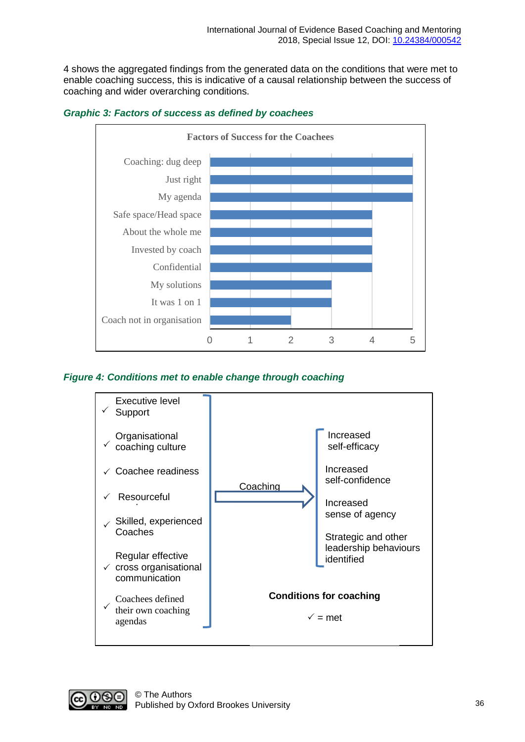4 shows the aggregated findings from the generated data on the conditions that were met to enable coaching success, this is indicative of a causal relationship between the success of coaching and wider overarching conditions.

***Graphic 3: Factors of success as defined by coachees***

**Factors of Success for the Coachees**

| Factor | Value |
|---|---|
| Coaching: dug deep | 5 |
| Just right | 5 |
| My agenda | 5 |
| Safe space/Head space | 4 |
| About the whole me | 4 |
| Invested by coach | 4 |
| Confidential | 4 |
| My solutions | 3 |
| It was 1 on 1 | 3 |
| Coach not in organisation | 2 |

***Figure 4: Conditions met to enable change through coaching***

- ✓ Executive level Support
- ✓ Organisational coaching culture
- ✓ Coachee readiness
- ✓ Resourceful
- ✓ Skilled, experienced Coaches
- ✓ Regular effective cross organisational communication
- ✓ Coachees defined their own coaching agendas

Coaching →

- Increased self-efficacy
- Increased self-confidence
- Increased sense of agency
- Strategic and other leadership behaviours identified

**Conditions for coaching**

✓ = met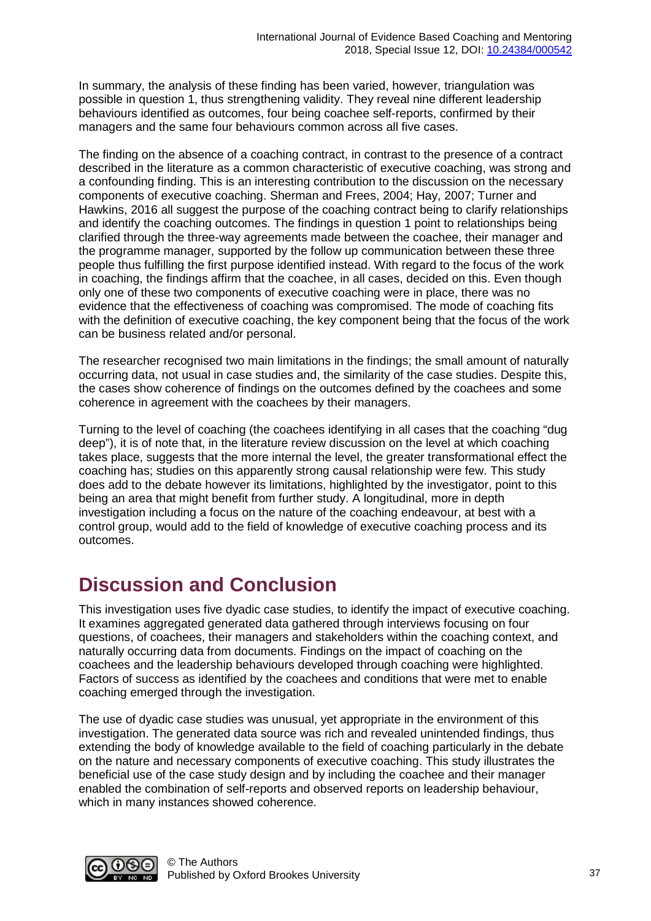In summary, the analysis of these finding has been varied, however, triangulation was possible in question 1, thus strengthening validity. They reveal nine different leadership behaviours identified as outcomes, four being coachee self-reports, confirmed by their managers and the same four behaviours common across all five cases.

The finding on the absence of a coaching contract, in contrast to the presence of a contract described in the literature as a common characteristic of executive coaching, was strong and a confounding finding. This is an interesting contribution to the discussion on the necessary components of executive coaching. Sherman and Frees, 2004; Hay, 2007; Turner and Hawkins, 2016 all suggest the purpose of the coaching contract being to clarify relationships and identify the coaching outcomes. The findings in question 1 point to relationships being clarified through the three-way agreements made between the coachee, their manager and the programme manager, supported by the follow up communication between these three people thus fulfilling the first purpose identified instead. With regard to the focus of the work in coaching, the findings affirm that the coachee, in all cases, decided on this. Even though only one of these two components of executive coaching were in place, there was no evidence that the effectiveness of coaching was compromised. The mode of coaching fits with the definition of executive coaching, the key component being that the focus of the work can be business related and/or personal.

The researcher recognised two main limitations in the findings; the small amount of naturally occurring data, not usual in case studies and, the similarity of the case studies. Despite this, the cases show coherence of findings on the outcomes defined by the coachees and some coherence in agreement with the coachees by their managers.

Turning to the level of coaching (the coachees identifying in all cases that the coaching "dug deep"), it is of note that, in the literature review discussion on the level at which coaching takes place, suggests that the more internal the level, the greater transformational effect the coaching has; studies on this apparently strong causal relationship were few. This study does add to the debate however its limitations, highlighted by the investigator, point to this being an area that might benefit from further study. A longitudinal, more in depth investigation including a focus on the nature of the coaching endeavour, at best with a control group, would add to the field of knowledge of executive coaching process and its outcomes.

## Discussion and Conclusion

This investigation uses five dyadic case studies, to identify the impact of executive coaching. It examines aggregated generated data gathered through interviews focusing on four questions, of coachees, their managers and stakeholders within the coaching context, and naturally occurring data from documents. Findings on the impact of coaching on the coachees and the leadership behaviours developed through coaching were highlighted. Factors of success as identified by the coachees and conditions that were met to enable coaching emerged through the investigation.

The use of dyadic case studies was unusual, yet appropriate in the environment of this investigation. The generated data source was rich and revealed unintended findings, thus extending the body of knowledge available to the field of coaching particularly in the debate on the nature and necessary components of executive coaching. This study illustrates the beneficial use of the case study design and by including the coachee and their manager enabled the combination of self-reports and observed reports on leadership behaviour, which in many instances showed coherence.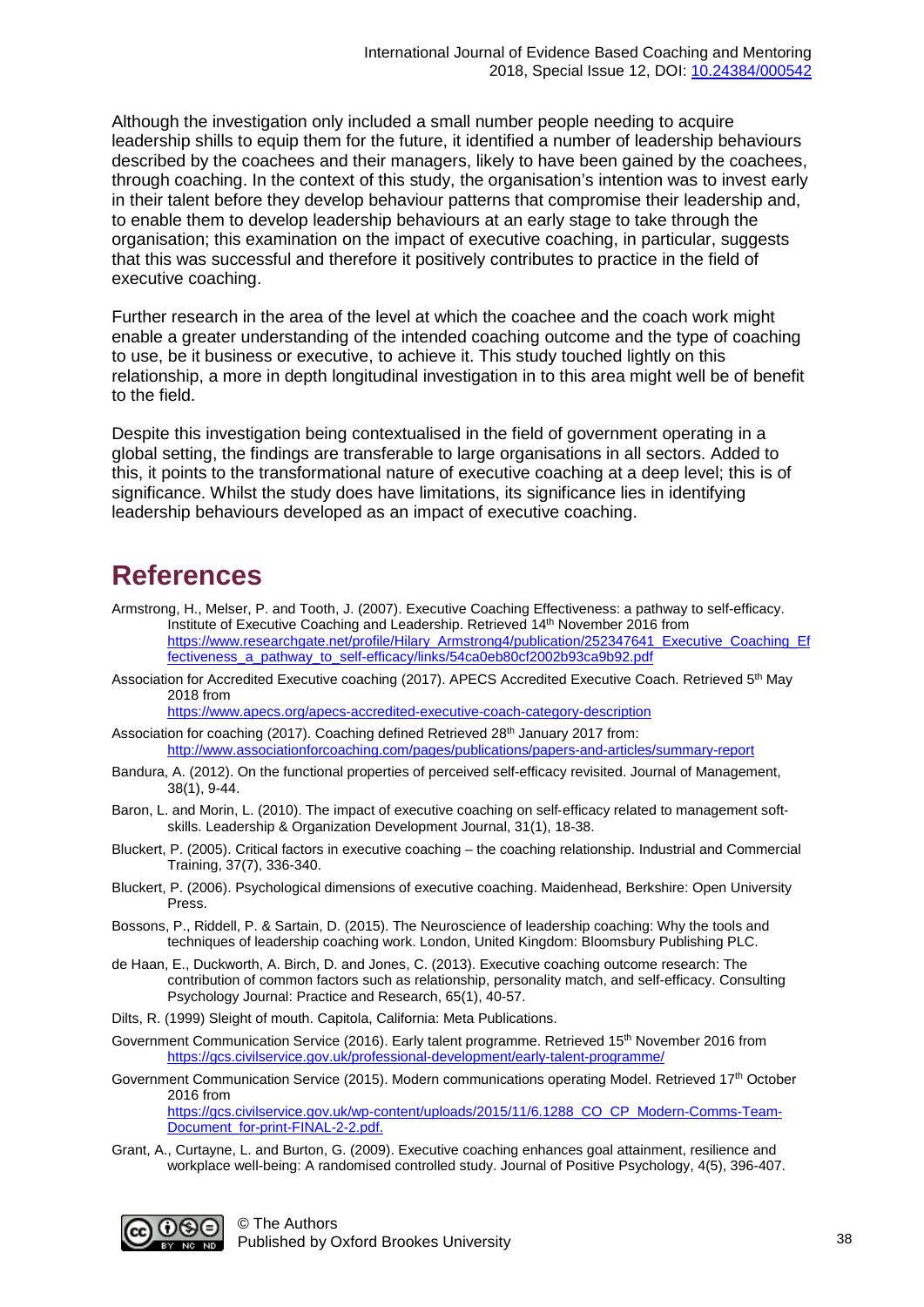Although the investigation only included a small number people needing to acquire leadership shills to equip them for the future, it identified a number of leadership behaviours described by the coachees and their managers, likely to have been gained by the coachees, through coaching. In the context of this study, the organisation's intention was to invest early in their talent before they develop behaviour patterns that compromise their leadership and, to enable them to develop leadership behaviours at an early stage to take through the organisation; this examination on the impact of executive coaching, in particular, suggests that this was successful and therefore it positively contributes to practice in the field of executive coaching.

Further research in the area of the level at which the coachee and the coach work might enable a greater understanding of the intended coaching outcome and the type of coaching to use, be it business or executive, to achieve it. This study touched lightly on this relationship, a more in depth longitudinal investigation in to this area might well be of benefit to the field.

Despite this investigation being contextualised in the field of government operating in a global setting, the findings are transferable to large organisations in all sectors. Added to this, it points to the transformational nature of executive coaching at a deep level; this is of significance. Whilst the study does have limitations, its significance lies in identifying leadership behaviours developed as an impact of executive coaching.

# References

Armstrong, H., Melser, P. and Tooth, J. (2007). Executive Coaching Effectiveness: a pathway to self-efficacy. Institute of Executive Coaching and Leadership. Retrieved 14th November 2016 from https://www.researchgate.net/profile/Hilary_Armstrong4/publication/252347641_Executive_Coaching_Effectiveness_a_pathway_to_self-efficacy/links/54ca0eb80cf2002b93ca9b92.pdf

Association for Accredited Executive coaching (2017). APECS Accredited Executive Coach. Retrieved 5th May 2018 from https://www.apecs.org/apecs-accredited-executive-coach-category-description

Association for coaching (2017). Coaching defined Retrieved 28th January 2017 from: http://www.associationforcoaching.com/pages/publications/papers-and-articles/summary-report

Bandura, A. (2012). On the functional properties of perceived self-efficacy revisited. Journal of Management, 38(1), 9-44.

Baron, L. and Morin, L. (2010). The impact of executive coaching on self-efficacy related to management soft-skills. Leadership & Organization Development Journal, 31(1), 18-38.

Bluckert, P. (2005). Critical factors in executive coaching – the coaching relationship. Industrial and Commercial Training, 37(7), 336-340.

Bluckert, P. (2006). Psychological dimensions of executive coaching. Maidenhead, Berkshire: Open University Press.

Bossons, P., Riddell, P. & Sartain, D. (2015). The Neuroscience of leadership coaching: Why the tools and techniques of leadership coaching work. London, United Kingdom: Bloomsbury Publishing PLC.

de Haan, E., Duckworth, A. Birch, D. and Jones, C. (2013). Executive coaching outcome research: The contribution of common factors such as relationship, personality match, and self-efficacy. Consulting Psychology Journal: Practice and Research, 65(1), 40-57.

Dilts, R. (1999) Sleight of mouth. Capitola, California: Meta Publications.

Government Communication Service (2016). Early talent programme. Retrieved 15th November 2016 from https://gcs.civilservice.gov.uk/professional-development/early-talent-programme/

Government Communication Service (2015). Modern communications operating Model. Retrieved 17th October 2016 from https://gcs.civilservice.gov.uk/wp-content/uploads/2015/11/6.1288_CO_CP_Modern-Comms-Team-Document_for-print-FINAL-2-2.pdf.

Grant, A., Curtayne, L. and Burton, G. (2009). Executive coaching enhances goal attainment, resilience and workplace well-being: A randomised controlled study. Journal of Positive Psychology, 4(5), 396-407.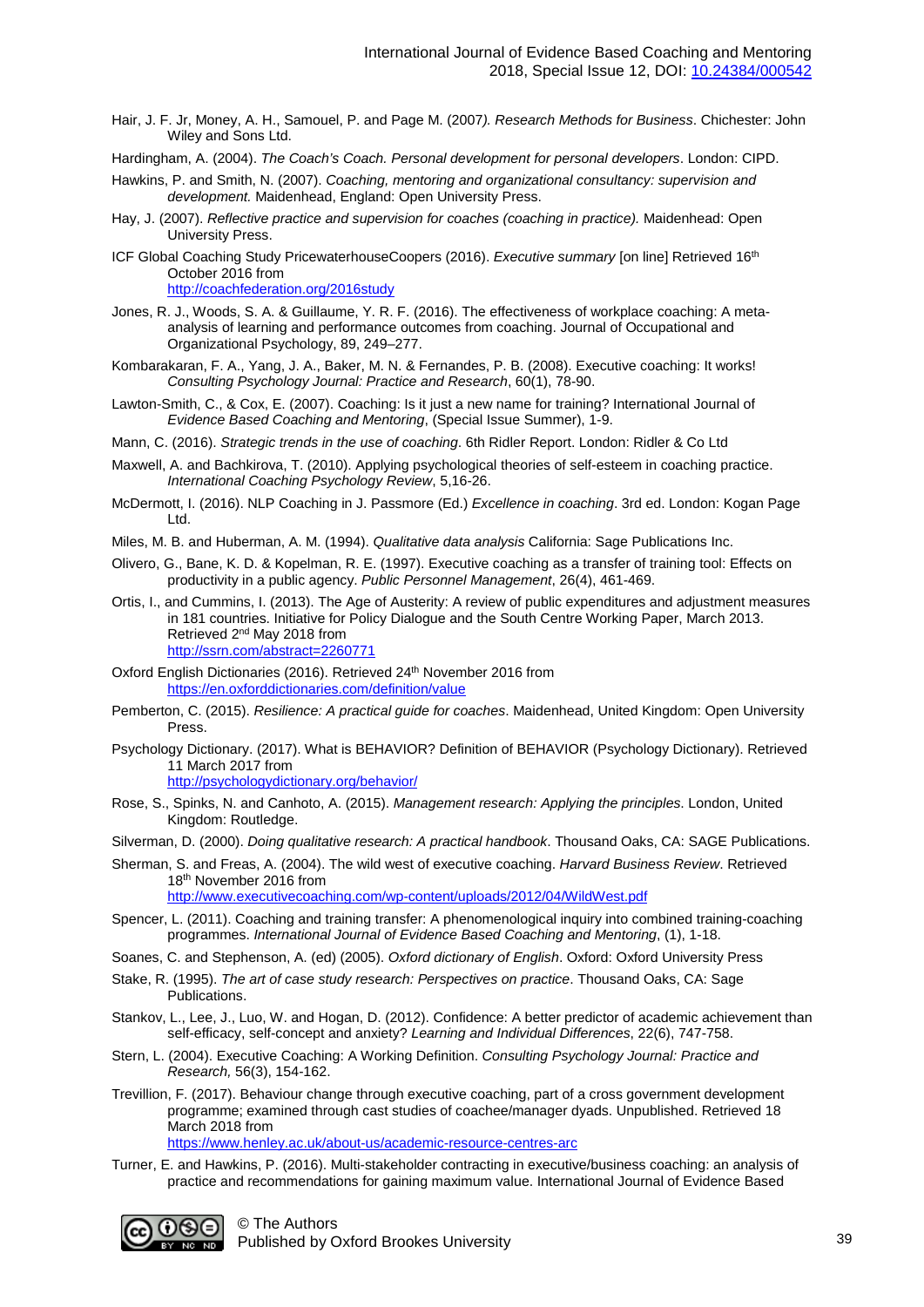Hair, J. F. Jr, Money, A. H., Samouel, P. and Page M. (2007*). Research Methods for Business*. Chichester: John Wiley and Sons Ltd.

Hardingham, A. (2004). *The Coach's Coach. Personal development for personal developers*. London: CIPD.

Hawkins, P. and Smith, N. (2007). *Coaching, mentoring and organizational consultancy: supervision and development.* Maidenhead, England: Open University Press.

Hay, J. (2007). *Reflective practice and supervision for coaches (coaching in practice).* Maidenhead: Open University Press.

ICF Global Coaching Study PricewaterhouseCoopers (2016). *Executive summary* [on line] Retrieved 16th October 2016 from http://coachfederation.org/2016study

Jones, R. J., Woods, S. A. & Guillaume, Y. R. F. (2016). The effectiveness of workplace coaching: A meta-analysis of learning and performance outcomes from coaching. Journal of Occupational and Organizational Psychology, 89, 249–277.

Kombarakaran, F. A., Yang, J. A., Baker, M. N. & Fernandes, P. B. (2008). Executive coaching: It works! *Consulting Psychology Journal: Practice and Research*, 60(1), 78-90.

Lawton-Smith, C., & Cox, E. (2007). Coaching: Is it just a new name for training? International Journal of *Evidence Based Coaching and Mentoring*, (Special Issue Summer), 1-9.

Mann, C. (2016). *Strategic trends in the use of coaching*. 6th Ridler Report. London: Ridler & Co Ltd

Maxwell, A. and Bachkirova, T. (2010). Applying psychological theories of self-esteem in coaching practice. *International Coaching Psychology Review*, 5,16-26.

McDermott, I. (2016). NLP Coaching in J. Passmore (Ed.) *Excellence in coaching*. 3rd ed. London: Kogan Page Ltd.

Miles, M. B. and Huberman, A. M. (1994). *Qualitative data analysis* California: Sage Publications Inc.

Olivero, G., Bane, K. D. & Kopelman, R. E. (1997). Executive coaching as a transfer of training tool: Effects on productivity in a public agency. *Public Personnel Management*, 26(4), 461-469.

Ortis, I., and Cummins, I. (2013). The Age of Austerity: A review of public expenditures and adjustment measures in 181 countries. Initiative for Policy Dialogue and the South Centre Working Paper, March 2013. Retrieved 2nd May 2018 from http://ssrn.com/abstract=2260771

Oxford English Dictionaries (2016). Retrieved 24th November 2016 from https://en.oxforddictionaries.com/definition/value

Pemberton, C. (2015). *Resilience: A practical guide for coaches*. Maidenhead, United Kingdom: Open University Press.

Psychology Dictionary. (2017). What is BEHAVIOR? Definition of BEHAVIOR (Psychology Dictionary). Retrieved 11 March 2017 from http://psychologydictionary.org/behavior/

Rose, S., Spinks, N. and Canhoto, A. (2015). *Management research: Applying the principles*. London, United Kingdom: Routledge.

Silverman, D. (2000). *Doing qualitative research: A practical handbook*. Thousand Oaks, CA: SAGE Publications.

Sherman, S. and Freas, A. (2004). The wild west of executive coaching. *Harvard Business Review*. Retrieved 18th November 2016 from http://www.executivecoaching.com/wp-content/uploads/2012/04/WildWest.pdf

Spencer, L. (2011). Coaching and training transfer: A phenomenological inquiry into combined training-coaching programmes. *International Journal of Evidence Based Coaching and Mentoring*, (1), 1-18.

Soanes, C. and Stephenson, A. (ed) (2005). *Oxford dictionary of English*. Oxford: Oxford University Press

Stake, R. (1995). *The art of case study research: Perspectives on practice*. Thousand Oaks, CA: Sage Publications.

Stankov, L., Lee, J., Luo, W. and Hogan, D. (2012). Confidence: A better predictor of academic achievement than self-efficacy, self-concept and anxiety? *Learning and Individual Differences*, 22(6), 747-758.

Stern, L. (2004). Executive Coaching: A Working Definition. *Consulting Psychology Journal: Practice and Research,* 56(3), 154-162.

Trevillion, F. (2017). Behaviour change through executive coaching, part of a cross government development programme; examined through cast studies of coachee/manager dyads. Unpublished. Retrieved 18 March 2018 from https://www.henley.ac.uk/about-us/academic-resource-centres-arc

Turner, E. and Hawkins, P. (2016). Multi-stakeholder contracting in executive/business coaching: an analysis of practice and recommendations for gaining maximum value. International Journal of Evidence Based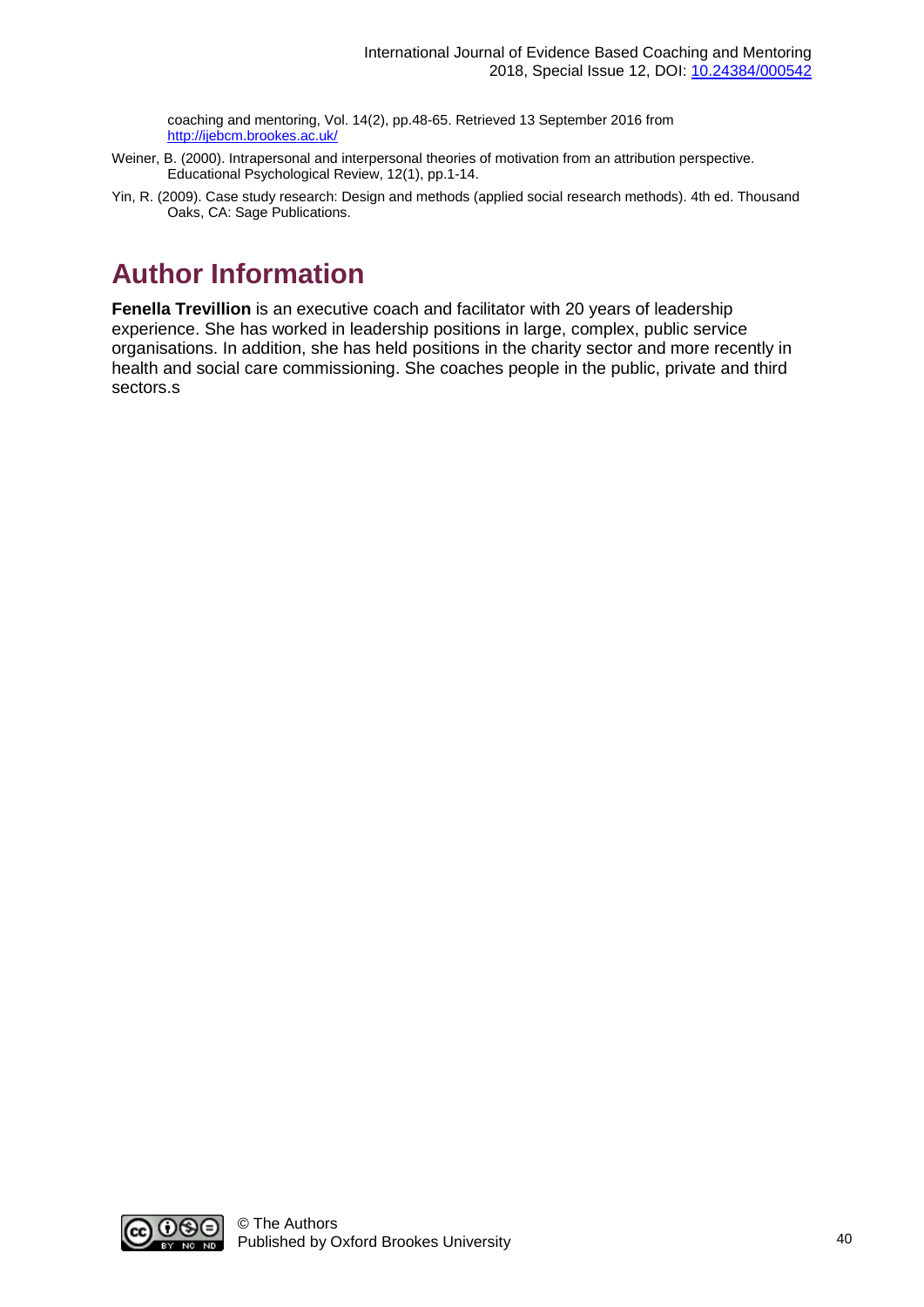coaching and mentoring, Vol. 14(2), pp.48-65. Retrieved 13 September 2016 from http://ijebcm.brookes.ac.uk/

Weiner, B. (2000). Intrapersonal and interpersonal theories of motivation from an attribution perspective. Educational Psychological Review, 12(1), pp.1-14.

Yin, R. (2009). Case study research: Design and methods (applied social research methods). 4th ed. Thousand Oaks, CA: Sage Publications.

# Author Information

**Fenella Trevillion** is an executive coach and facilitator with 20 years of leadership experience. She has worked in leadership positions in large, complex, public service organisations. In addition, she has held positions in the charity sector and more recently in health and social care commissioning. She coaches people in the public, private and third sectors.s

© The Authors
Published by Oxford Brookes University